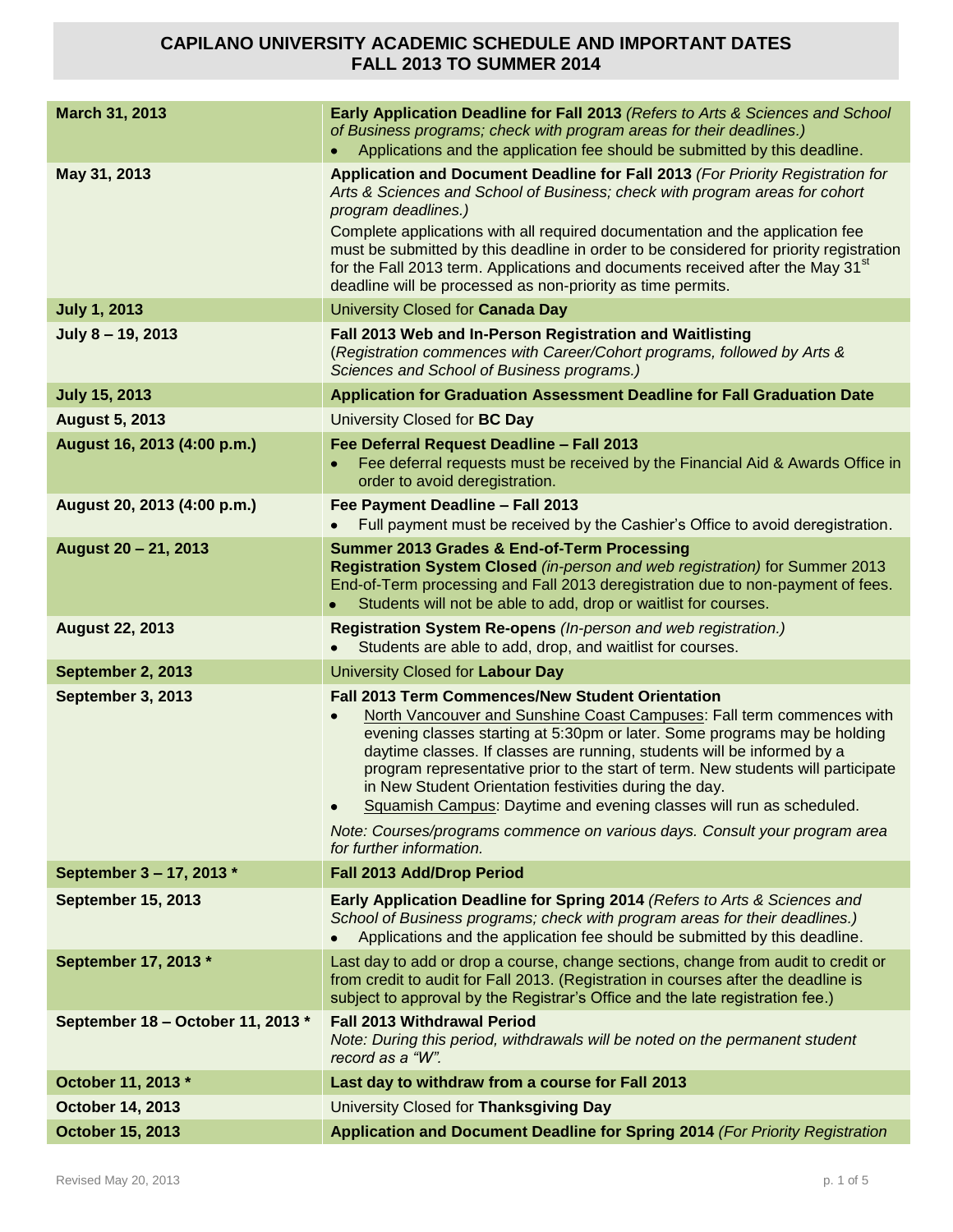# CAPILANO UNIVERSITY ACADEMIC SCHEDULE AND IMPORTANT DATES
## FALL 2013 TO SUMMER 2014

| Date | Event |
|---|---|
| **March 31, 2013** | **Early Application Deadline for Fall 2013** *(Refers to Arts & Sciences and School of Business programs; check with program areas for their deadlines.)*<br>• Applications and the application fee should be submitted by this deadline. |
| **May 31, 2013** | **Application and Document Deadline for Fall 2013** *(For Priority Registration for Arts & Sciences and School of Business; check with program areas for cohort program deadlines.)*<br>Complete applications with all required documentation and the application fee must be submitted by this deadline in order to be considered for priority registration for the Fall 2013 term. Applications and documents received after the May 31st deadline will be processed as non-priority as time permits. |
| **July 1, 2013** | University Closed for **Canada Day** |
| **July 8 – 19, 2013** | **Fall 2013 Web and In-Person Registration and Waitlisting**<br>(*Registration commences with Career/Cohort programs, followed by Arts & Sciences and School of Business programs.)* |
| **July 15, 2013** | **Application for Graduation Assessment Deadline for Fall Graduation Date** |
| **August 5, 2013** | University Closed for **BC Day** |
| **August 16, 2013 (4:00 p.m.)** | **Fee Deferral Request Deadline – Fall 2013**<br>• Fee deferral requests must be received by the Financial Aid & Awards Office in order to avoid deregistration. |
| **August 20, 2013 (4:00 p.m.)** | **Fee Payment Deadline – Fall 2013**<br>• Full payment must be received by the Cashier's Office to avoid deregistration. |
| **August 20 – 21, 2013** | **Summer 2013 Grades & End-of-Term Processing**<br>**Registration System Closed** *(in-person and web registration)* for Summer 2013 End-of-Term processing and Fall 2013 deregistration due to non-payment of fees.<br>• Students will not be able to add, drop or waitlist for courses. |
| **August 22, 2013** | **Registration System Re-opens** *(In-person and web registration.)*<br>• Students are able to add, drop, and waitlist for courses. |
| **September 2, 2013** | University Closed for **Labour Day** |
| **September 3, 2013** | **Fall 2013 Term Commences/New Student Orientation**<br>• North Vancouver and Sunshine Coast Campuses: Fall term commences with evening classes starting at 5:30pm or later. Some programs may be holding daytime classes. If classes are running, students will be informed by a program representative prior to the start of term. New students will participate in New Student Orientation festivities during the day.<br>• Squamish Campus: Daytime and evening classes will run as scheduled.<br>*Note: Courses/programs commence on various days. Consult your program area for further information.* |
| **September 3 – 17, 2013 \*** | **Fall 2013 Add/Drop Period** |
| **September 15, 2013** | **Early Application Deadline for Spring 2014** *(Refers to Arts & Sciences and School of Business programs; check with program areas for their deadlines.)*<br>• Applications and the application fee should be submitted by this deadline. |
| **September 17, 2013 \*** | Last day to add or drop a course, change sections, change from audit to credit or from credit to audit for Fall 2013. (Registration in courses after the deadline is subject to approval by the Registrar's Office and the late registration fee.) |
| **September 18 – October 11, 2013 \*** | **Fall 2013 Withdrawal Period**<br>*Note: During this period, withdrawals will be noted on the permanent student record as a "W".* |
| **October 11, 2013 \*** | **Last day to withdraw from a course for Fall 2013** |
| **October 14, 2013** | University Closed for **Thanksgiving Day** |
| **October 15, 2013** | **Application and Document Deadline for Spring 2014** *(For Priority Registration* |

Revised May 20, 2013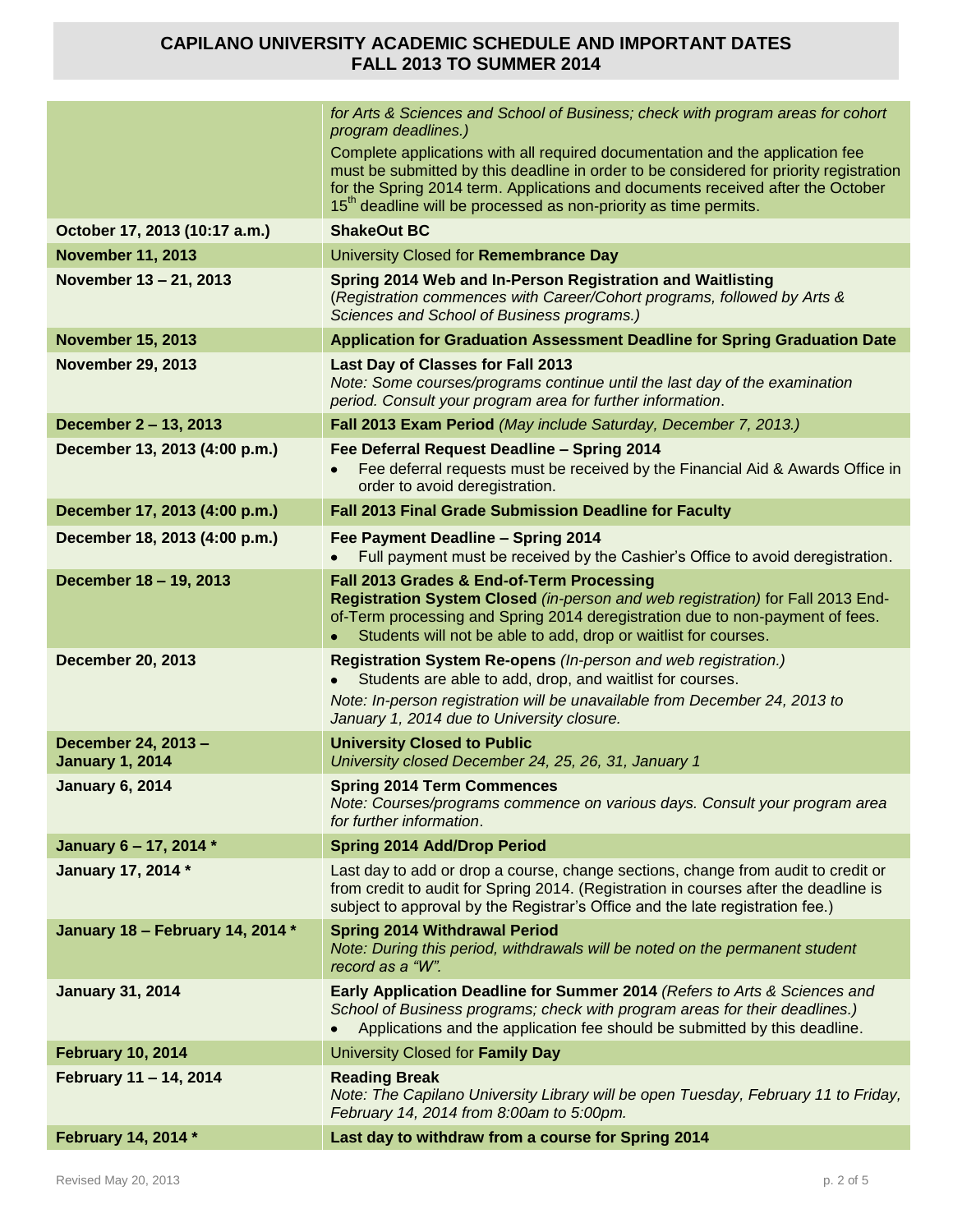# CAPILANO UNIVERSITY ACADEMIC SCHEDULE AND IMPORTANT DATES FALL 2013 TO SUMMER 2014

| | |
|---|---|
| | *for Arts & Sciences and School of Business; check with program areas for cohort program deadlines.)*<br>Complete applications with all required documentation and the application fee must be submitted by this deadline in order to be considered for priority registration for the Spring 2014 term. Applications and documents received after the October 15th deadline will be processed as non-priority as time permits. |
| **October 17, 2013 (10:17 a.m.)** | **ShakeOut BC** |
| **November 11, 2013** | University Closed for **Remembrance Day** |
| **November 13 – 21, 2013** | **Spring 2014 Web and In-Person Registration and Waitlisting**<br>(*Registration commences with Career/Cohort programs, followed by Arts & Sciences and School of Business programs.)* |
| **November 15, 2013** | **Application for Graduation Assessment Deadline for Spring Graduation Date** |
| **November 29, 2013** | **Last Day of Classes for Fall 2013**<br>*Note: Some courses/programs continue until the last day of the examination period. Consult your program area for further information*. |
| **December 2 – 13, 2013** | **Fall 2013 Exam Period** *(May include Saturday, December 7, 2013.)* |
| **December 13, 2013 (4:00 p.m.)** | **Fee Deferral Request Deadline – Spring 2014**<br>• Fee deferral requests must be received by the Financial Aid & Awards Office in order to avoid deregistration. |
| **December 17, 2013 (4:00 p.m.)** | **Fall 2013 Final Grade Submission Deadline for Faculty** |
| **December 18, 2013 (4:00 p.m.)** | **Fee Payment Deadline – Spring 2014**<br>• Full payment must be received by the Cashier's Office to avoid deregistration. |
| **December 18 – 19, 2013** | **Fall 2013 Grades & End-of-Term Processing**<br>**Registration System Closed** *(in-person and web registration)* for Fall 2013 End-of-Term processing and Spring 2014 deregistration due to non-payment of fees.<br>• Students will not be able to add, drop or waitlist for courses. |
| **December 20, 2013** | **Registration System Re-opens** *(In-person and web registration.)*<br>• Students are able to add, drop, and waitlist for courses.<br>*Note: In-person registration will be unavailable from December 24, 2013 to January 1, 2014 due to University closure.* |
| **December 24, 2013 – January 1, 2014** | **University Closed to Public**<br>*University closed December 24, 25, 26, 31, January 1* |
| **January 6, 2014** | **Spring 2014 Term Commences**<br>*Note: Courses/programs commence on various days. Consult your program area for further information*. |
| **January 6 – 17, 2014 \*** | **Spring 2014 Add/Drop Period** |
| **January 17, 2014 \*** | Last day to add or drop a course, change sections, change from audit to credit or from credit to audit for Spring 2014. (Registration in courses after the deadline is subject to approval by the Registrar's Office and the late registration fee.) |
| **January 18 – February 14, 2014 \*** | **Spring 2014 Withdrawal Period**<br>*Note: During this period, withdrawals will be noted on the permanent student record as a "W".* |
| **January 31, 2014** | **Early Application Deadline for Summer 2014** *(Refers to Arts & Sciences and School of Business programs; check with program areas for their deadlines.)*<br>• Applications and the application fee should be submitted by this deadline. |
| **February 10, 2014** | University Closed for **Family Day** |
| **February 11 – 14, 2014** | **Reading Break**<br>*Note: The Capilano University Library will be open Tuesday, February 11 to Friday, February 14, 2014 from 8:00am to 5:00pm.* |
| **February 14, 2014 \*** | **Last day to withdraw from a course for Spring 2014** |

Revised May 20, 2013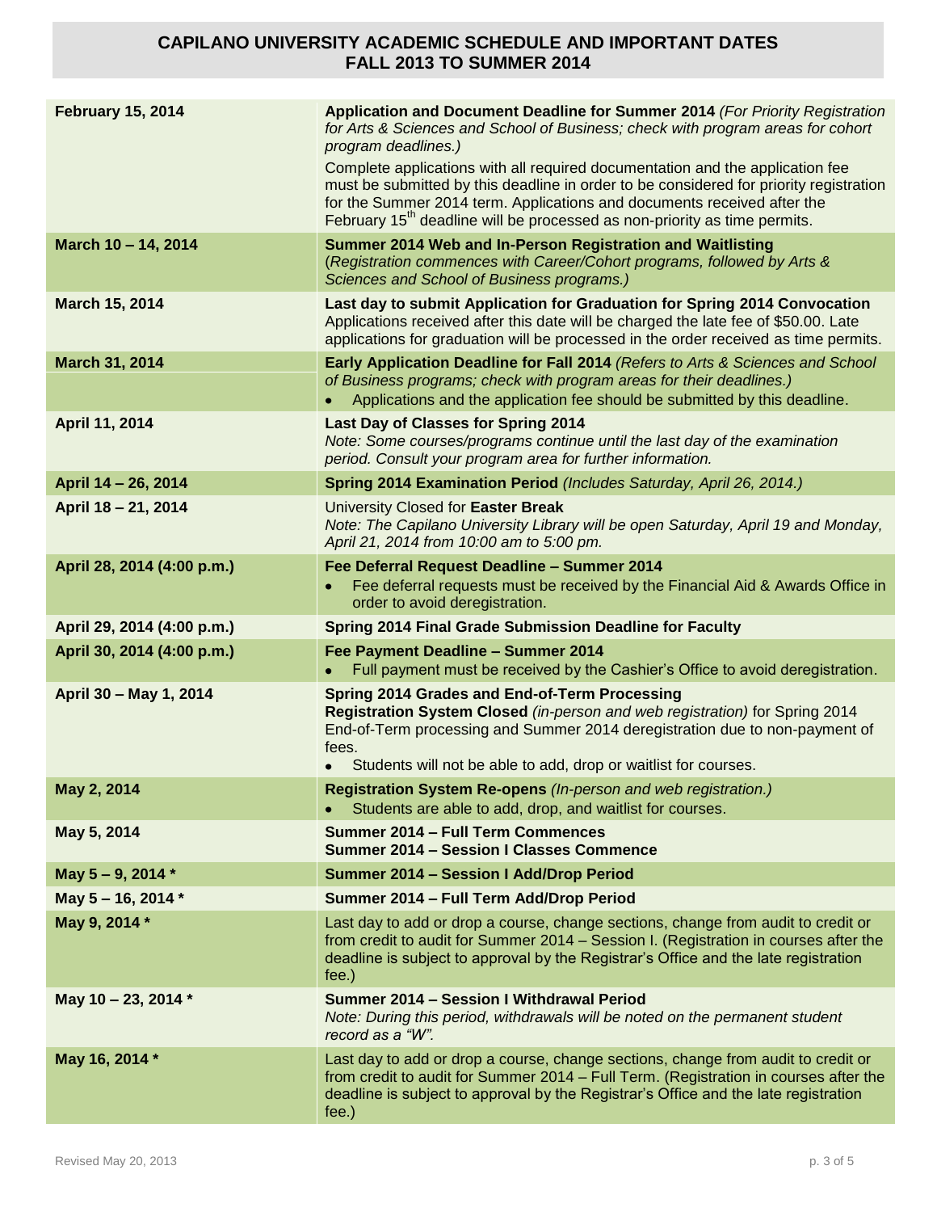## CAPILANO UNIVERSITY ACADEMIC SCHEDULE AND IMPORTANT DATES FALL 2013 TO SUMMER 2014

| Date | Event |
|---|---|
| **February 15, 2014** | **Application and Document Deadline for Summer 2014** *(For Priority Registration for Arts & Sciences and School of Business; check with program areas for cohort program deadlines.)*<br>Complete applications with all required documentation and the application fee must be submitted by this deadline in order to be considered for priority registration for the Summer 2014 term. Applications and documents received after the February 15th deadline will be processed as non-priority as time permits. |
| **March 10 – 14, 2014** | **Summer 2014 Web and In-Person Registration and Waitlisting**<br>(*Registration commences with Career/Cohort programs, followed by Arts & Sciences and School of Business programs.)* |
| **March 15, 2014** | **Last day to submit Application for Graduation for Spring 2014 Convocation**<br>Applications received after this date will be charged the late fee of $50.00. Late applications for graduation will be processed in the order received as time permits. |
| **March 31, 2014** | **Early Application Deadline for Fall 2014** *(Refers to Arts & Sciences and School of Business programs; check with program areas for their deadlines.)*<br>• Applications and the application fee should be submitted by this deadline. |
| **April 11, 2014** | **Last Day of Classes for Spring 2014**<br>*Note: Some courses/programs continue until the last day of the examination period. Consult your program area for further information.* |
| **April 14 – 26, 2014** | **Spring 2014 Examination Period** *(Includes Saturday, April 26, 2014.)* |
| **April 18 – 21, 2014** | University Closed for **Easter Break**<br>*Note: The Capilano University Library will be open Saturday, April 19 and Monday, April 21, 2014 from 10:00 am to 5:00 pm.* |
| **April 28, 2014 (4:00 p.m.)** | **Fee Deferral Request Deadline – Summer 2014**<br>• Fee deferral requests must be received by the Financial Aid & Awards Office in order to avoid deregistration. |
| **April 29, 2014 (4:00 p.m.)** | **Spring 2014 Final Grade Submission Deadline for Faculty** |
| **April 30, 2014 (4:00 p.m.)** | **Fee Payment Deadline – Summer 2014**<br>• Full payment must be received by the Cashier's Office to avoid deregistration. |
| **April 30 – May 1, 2014** | **Spring 2014 Grades and End-of-Term Processing**<br>**Registration System Closed** *(in-person and web registration)* for Spring 2014 End-of-Term processing and Summer 2014 deregistration due to non-payment of fees.<br>• Students will not be able to add, drop or waitlist for courses. |
| **May 2, 2014** | **Registration System Re-opens** *(In-person and web registration.)*<br>• Students are able to add, drop, and waitlist for courses. |
| **May 5, 2014** | **Summer 2014 – Full Term Commences**<br>**Summer 2014 – Session I Classes Commence** |
| **May 5 – 9, 2014 *** | **Summer 2014 – Session I Add/Drop Period** |
| **May 5 – 16, 2014 *** | **Summer 2014 – Full Term Add/Drop Period** |
| **May 9, 2014 *** | Last day to add or drop a course, change sections, change from audit to credit or from credit to audit for Summer 2014 – Session I. (Registration in courses after the deadline is subject to approval by the Registrar's Office and the late registration fee.) |
| **May 10 – 23, 2014 *** | **Summer 2014 – Session I Withdrawal Period**<br>*Note: During this period, withdrawals will be noted on the permanent student record as a "W".* |
| **May 16, 2014 *** | Last day to add or drop a course, change sections, change from audit to credit or from credit to audit for Summer 2014 – Full Term. (Registration in courses after the deadline is subject to approval by the Registrar's Office and the late registration fee.) |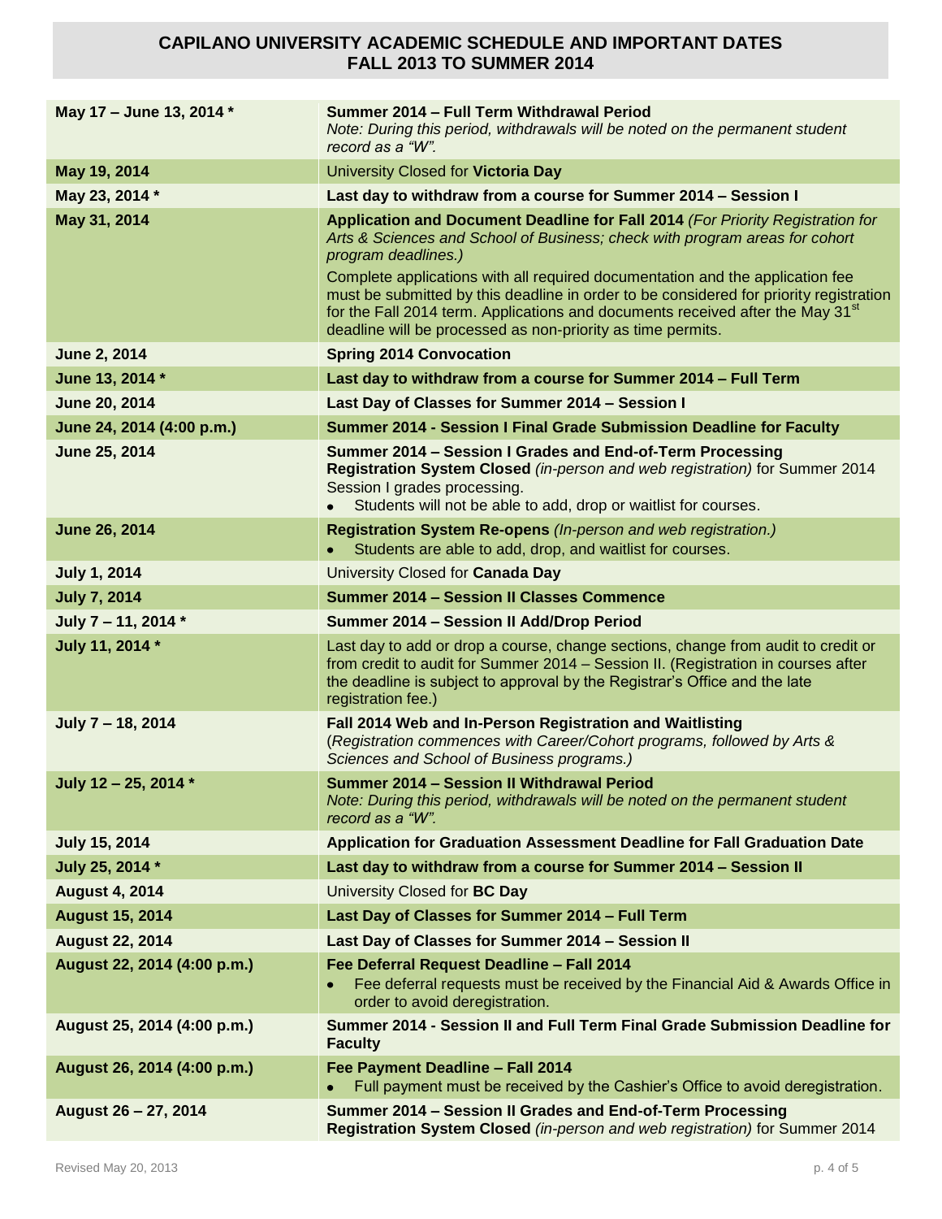## CAPILANO UNIVERSITY ACADEMIC SCHEDULE AND IMPORTANT DATES FALL 2013 TO SUMMER 2014

| Date | Event |
|---|---|
| **May 17 – June 13, 2014 *** | **Summer 2014 – Full Term Withdrawal Period** *Note: During this period, withdrawals will be noted on the permanent student record as a "W".* |
| **May 19, 2014** | University Closed for **Victoria Day** |
| **May 23, 2014 *** | **Last day to withdraw from a course for Summer 2014 – Session I** |
| **May 31, 2014** | **Application and Document Deadline for Fall 2014** *(For Priority Registration for Arts & Sciences and School of Business; check with program areas for cohort program deadlines.)* Complete applications with all required documentation and the application fee must be submitted by this deadline in order to be considered for priority registration for the Fall 2014 term. Applications and documents received after the May 31st deadline will be processed as non-priority as time permits. |
| **June 2, 2014** | **Spring 2014 Convocation** |
| **June 13, 2014 *** | **Last day to withdraw from a course for Summer 2014 – Full Term** |
| **June 20, 2014** | **Last Day of Classes for Summer 2014 – Session I** |
| **June 24, 2014 (4:00 p.m.)** | **Summer 2014 - Session I Final Grade Submission Deadline for Faculty** |
| **June 25, 2014** | **Summer 2014 – Session I Grades and End-of-Term Processing** **Registration System Closed** *(in-person and web registration)* for Summer 2014 Session I grades processing. • Students will not be able to add, drop or waitlist for courses. |
| **June 26, 2014** | **Registration System Re-opens** *(In-person and web registration.)* • Students are able to add, drop, and waitlist for courses. |
| **July 1, 2014** | University Closed for **Canada Day** |
| **July 7, 2014** | **Summer 2014 – Session II Classes Commence** |
| **July 7 – 11, 2014 *** | **Summer 2014 – Session II Add/Drop Period** |
| **July 11, 2014 *** | Last day to add or drop a course, change sections, change from audit to credit or from credit to audit for Summer 2014 – Session II. (Registration in courses after the deadline is subject to approval by the Registrar's Office and the late registration fee.) |
| **July 7 – 18, 2014** | **Fall 2014 Web and In-Person Registration and Waitlisting** (*Registration commences with Career/Cohort programs, followed by Arts & Sciences and School of Business programs.)* |
| **July 12 – 25, 2014 *** | **Summer 2014 – Session II Withdrawal Period** *Note: During this period, withdrawals will be noted on the permanent student record as a "W".* |
| **July 15, 2014** | **Application for Graduation Assessment Deadline for Fall Graduation Date** |
| **July 25, 2014 *** | **Last day to withdraw from a course for Summer 2014 – Session II** |
| **August 4, 2014** | University Closed for **BC Day** |
| **August 15, 2014** | **Last Day of Classes for Summer 2014 – Full Term** |
| **August 22, 2014** | **Last Day of Classes for Summer 2014 – Session II** |
| **August 22, 2014 (4:00 p.m.)** | **Fee Deferral Request Deadline – Fall 2014** • Fee deferral requests must be received by the Financial Aid & Awards Office in order to avoid deregistration. |
| **August 25, 2014 (4:00 p.m.)** | **Summer 2014 - Session II and Full Term Final Grade Submission Deadline for Faculty** |
| **August 26, 2014 (4:00 p.m.)** | **Fee Payment Deadline – Fall 2014** • Full payment must be received by the Cashier's Office to avoid deregistration. |
| **August 26 – 27, 2014** | **Summer 2014 – Session II Grades and End-of-Term Processing** **Registration System Closed** *(in-person and web registration)* for Summer 2014 |

Revised May 20, 2013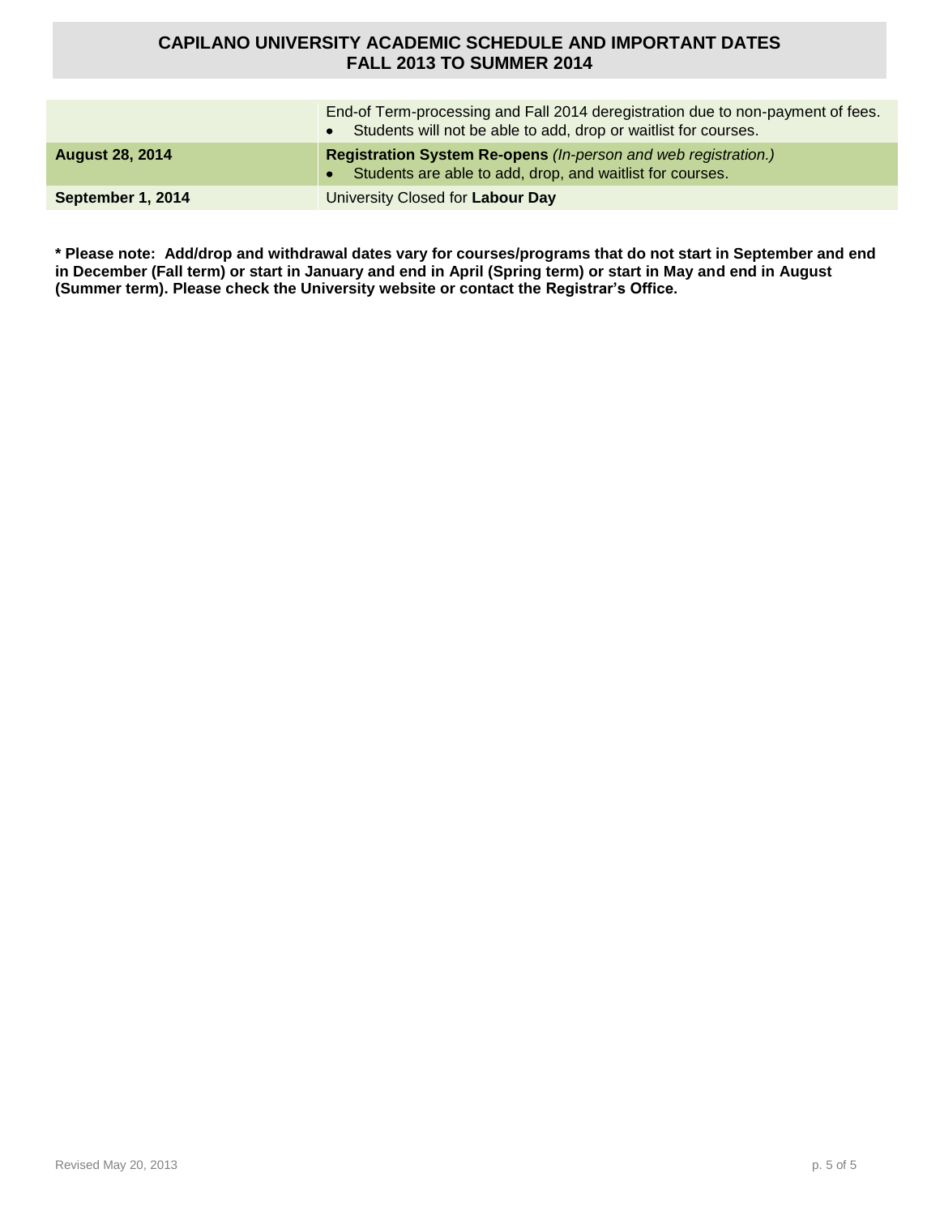| | |
|---|---|
| | End-of Term-processing and Fall 2014 deregistration due to non-payment of fees.<br>• Students will not be able to add, drop or waitlist for courses. |
| **August 28, 2014** | **Registration System Re-opens** *(In-person and web registration.)*<br>• Students are able to add, drop, and waitlist for courses. |
| **September 1, 2014** | University Closed for **Labour Day** |

**\* Please note: Add/drop and withdrawal dates vary for courses/programs that do not start in September and end in December (Fall term) or start in January and end in April (Spring term) or start in May and end in August (Summer term). Please check the University website or contact the Registrar's Office.**

Revised May 20, 2013